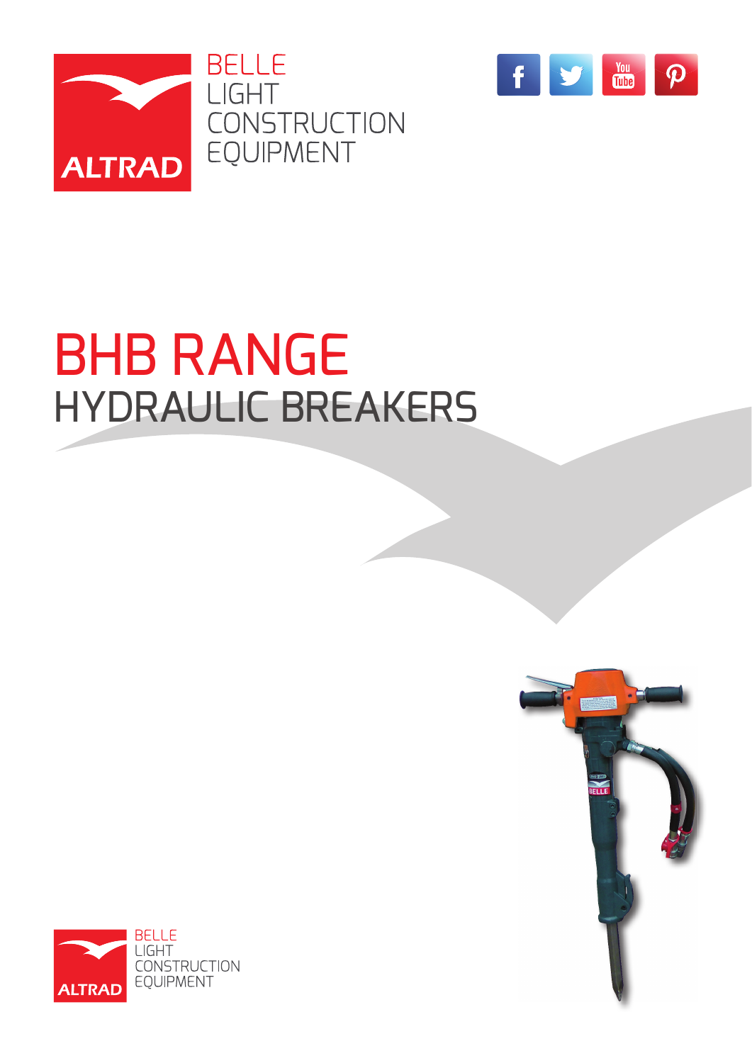ALTRAD

BELLE
LIGHT
CONSTRUCTION
EQUIPMENT

# BHB RANGE
## HYDRAULIC BREAKERS

ALTRAD

BELLE
LIGHT
CONSTRUCTION
EQUIPMENT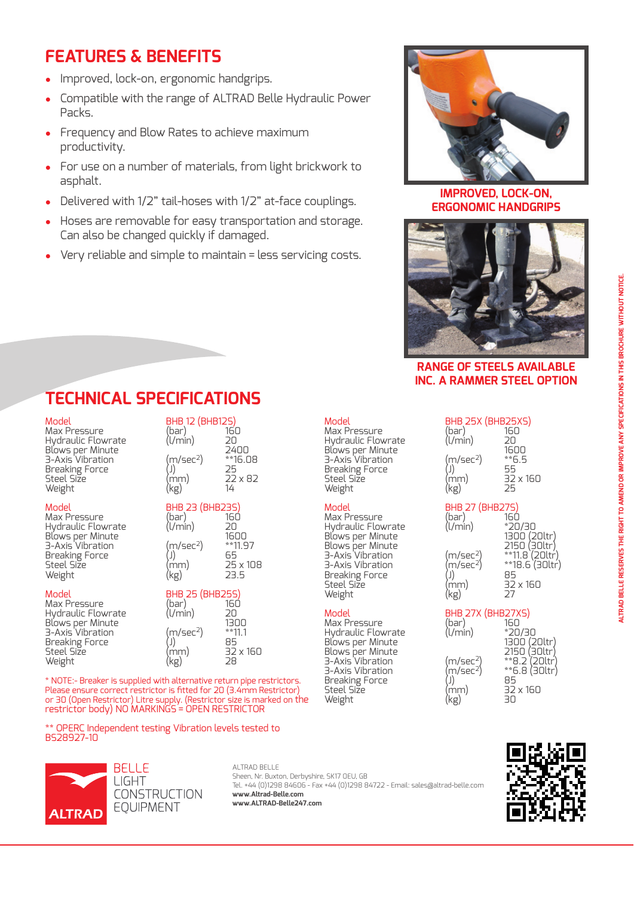# FEATURES & BENEFITS

- Improved, lock-on, ergonomic handgrips.
- Compatible with the range of ALTRAD Belle Hydraulic Power Packs.
- Frequency and Blow Rates to achieve maximum productivity.
- For use on a number of materials, from light brickwork to asphalt.
- Delivered with 1/2" tail-hoses with 1/2" at-face couplings.
- Hoses are removable for easy transportation and storage. Can also be changed quickly if damaged.
- Very reliable and simple to maintain = less servicing costs.

IMPROVED, LOCK-ON, ERGONOMIC HANDGRIPS

RANGE OF STEELS AVAILABLE INC. A RAMMER STEEL OPTION

# TECHNICAL SPECIFICATIONS

| Model | BHB 12 (BHB12S) | |
|---|---|---|
| Max Pressure | (bar) | 160 |
| Hydraulic Flowrate | (l/min) | 20 |
| Blows per Minute | | 2400 |
| 3-Axis Vibration | (m/sec$^2$) | **16.08 |
| Breaking Force | (J) | 25 |
| Steel Size | (mm) | 22 x 82 |
| Weight | (kg) | 14 |

| Model | BHB 23 (BHB23S) | |
|---|---|---|
| Max Pressure | (bar) | 160 |
| Hydraulic Flowrate | (l/min) | 20 |
| Blows per Minute | | 1600 |
| 3-Axis Vibration | (m/sec$^2$) | **11.97 |
| Breaking Force | (J) | 65 |
| Steel Size | (mm) | 25 x 108 |
| Weight | (kg) | 23.5 |

| Model | BHB 25 (BHB25S) | |
|---|---|---|
| Max Pressure | (bar) | 160 |
| Hydraulic Flowrate | (l/min) | 20 |
| Blows per Minute | | 1300 |
| 3-Axis Vibration | (m/sec$^2$) | **11.1 |
| Breaking Force | (J) | 85 |
| Steel Size | (mm) | 32 x 160 |
| Weight | (kg) | 28 |

| Model | BHB 25X (BHB25XS) | |
|---|---|---|
| Max Pressure | (bar) | 160 |
| Hydraulic Flowrate | (l/min) | 20 |
| Blows per Minute | | 1600 |
| 3-Axis Vibration | (m/sec$^2$) | **6.5 |
| Breaking Force | (J) | 55 |
| Steel Size | (mm) | 32 x 160 |
| Weight | (kg) | 25 |

| Model | BHB 27 (BHB27S) | |
|---|---|---|
| Max Pressure | (bar) | 160 |
| Hydraulic Flowrate | (l/min) | *20/30 |
| Blows per Minute | | 1300 (20ltr) |
| Blows per Minute | | 2150 (30ltr) |
| 3-Axis Vibration | (m/sec$^2$) | **11.8 (20ltr) |
| 3-Axis Vibration | (m/sec$^2$) | **18.6 (30ltr) |
| Breaking Force | (J) | 85 |
| Steel Size | (mm) | 32 x 160 |
| Weight | (kg) | 27 |

| Model | BHB 27X (BHB27XS) | |
|---|---|---|
| Max Pressure | (bar) | 160 |
| Hydraulic Flowrate | (l/min) | *20/30 |
| Blows per Minute | | 1300 (20ltr) |
| Blows per Minute | | 2150 (30ltr) |
| 3-Axis Vibration | (m/sec$^2$) | **8.2 (20ltr) |
| 3-Axis Vibration | (m/sec$^2$) | **6.8 (30ltr) |
| Breaking Force | (J) | 85 |
| Steel Size | (mm) | 32 x 160 |
| Weight | (kg) | 30 |

* NOTE:- Breaker is supplied with alternative return pipe restrictors. Please ensure correct restrictor is fitted for 20 (3.4mm Restrictor) or 30 (Open Restrictor) Litre supply. (Restrictor size is marked on the restrictor body) NO MARKINGS = OPEN RESTRICTOR

** OPERC Independent testing Vibration levels tested to BS28927-10

ALTRAD BELLE LIGHT CONSTRUCTION EQUIPMENT

ALTRAD BELLE
Sheen, Nr. Buxton, Derbyshire, SK17 0EU, GB
Tel. +44 (0)1298 84606 - Fax +44 (0)1298 84722 - Email: sales@altrad-belle.com
**www.Altrad-Belle.com**
**www.ALTRAD-Belle247.com**

ALTRAD BELLE RESERVES THE RIGHT TO AMEND OR IMPROVE ANY SPECIFICATIONS IN THIS BROCHURE WITHOUT NOTICE.